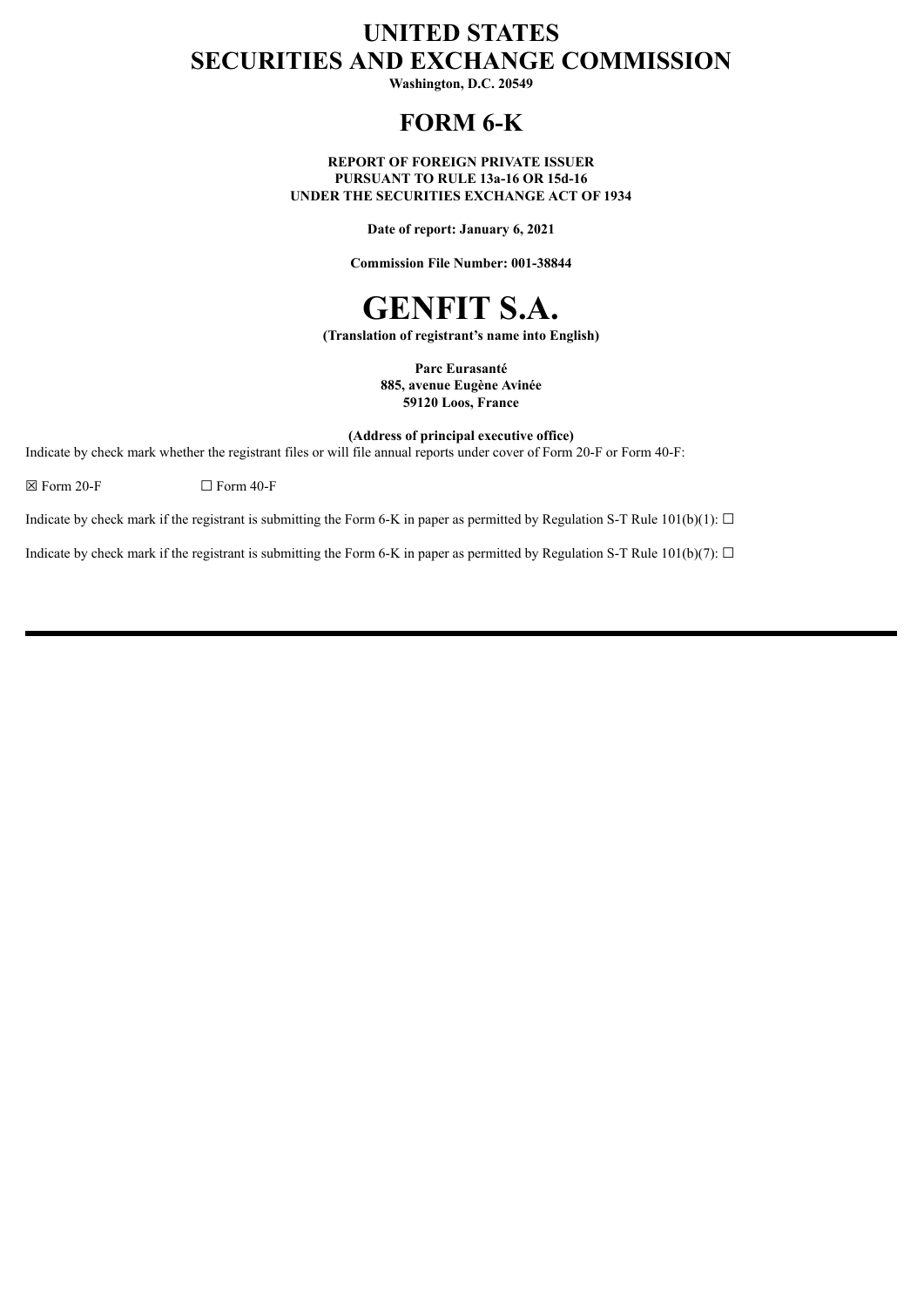# UNITED STATES
# SECURITIES AND EXCHANGE COMMISSION

**Washington, D.C. 20549**

# FORM 6-K

**REPORT OF FOREIGN PRIVATE ISSUER**
**PURSUANT TO RULE 13a-16 OR 15d-16**
**UNDER THE SECURITIES EXCHANGE ACT OF 1934**

**Date of report: January 6, 2021**

**Commission File Number: 001-38844**

# GENFIT S.A.

**(Translation of registrant's name into English)**

**Parc Eurasanté**
**885, avenue Eugène Avinée**
**59120 Loos, France**

**(Address of principal executive office)**

Indicate by check mark whether the registrant files or will file annual reports under cover of Form 20-F or Form 40-F:

☒ Form 20-F ☐ Form 40-F

Indicate by check mark if the registrant is submitting the Form 6-K in paper as permitted by Regulation S-T Rule 101(b)(1): ☐

Indicate by check mark if the registrant is submitting the Form 6-K in paper as permitted by Regulation S-T Rule 101(b)(7): ☐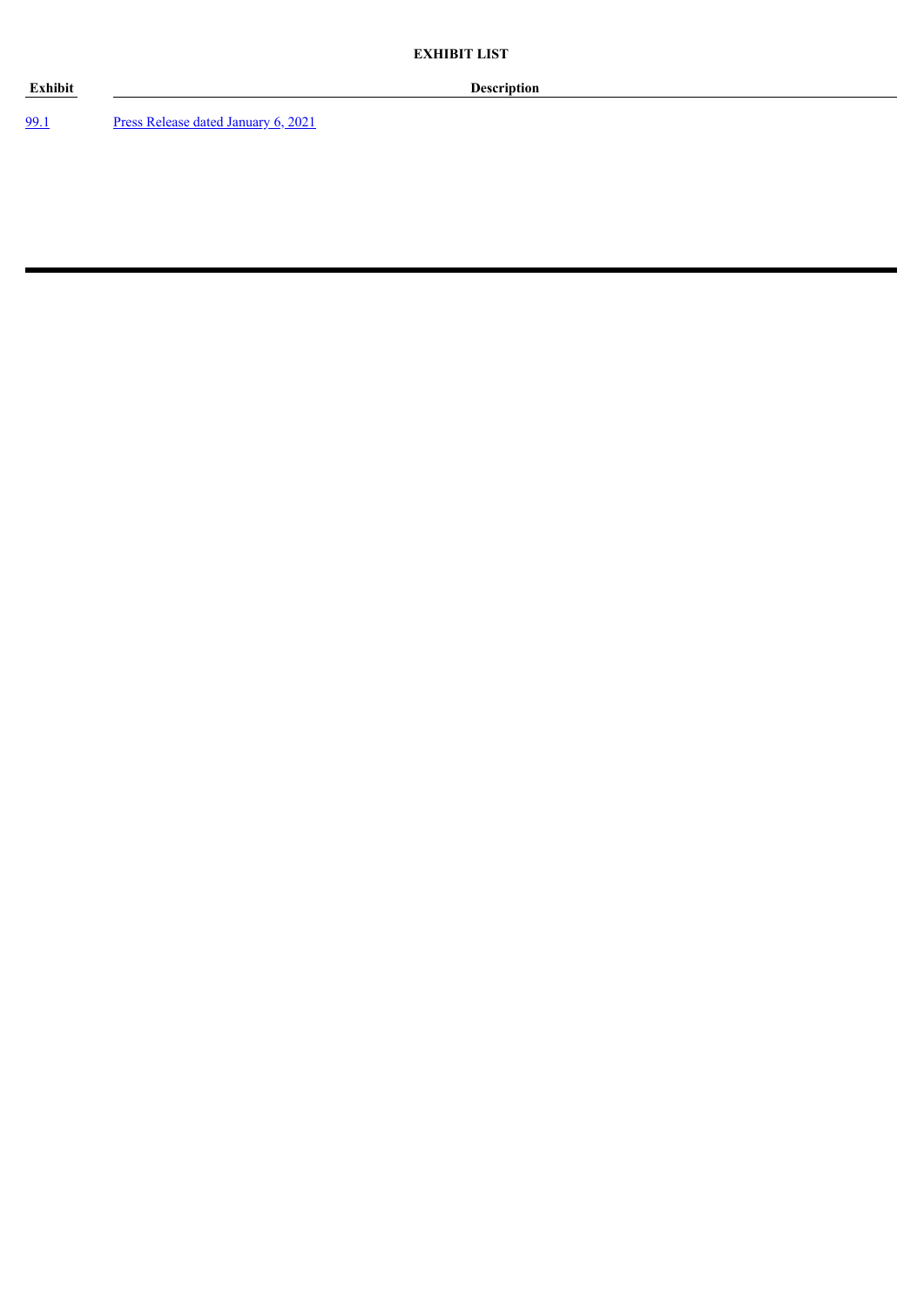**EXHIBIT LIST**

| Exhibit | Description |
| --- | --- |
| 99.1 | Press Release dated January 6, 2021 |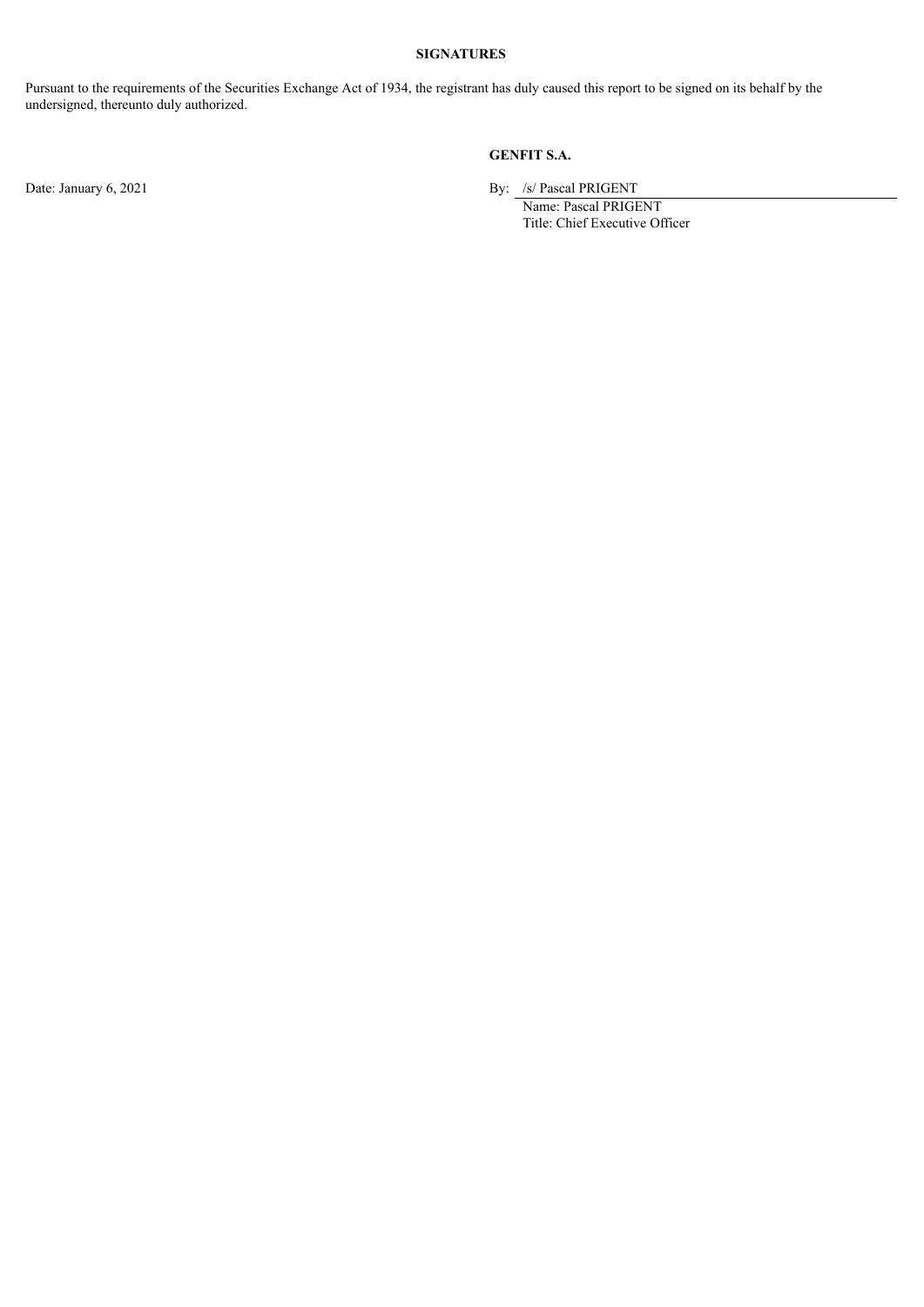**SIGNATURES**

Pursuant to the requirements of the Securities Exchange Act of 1934, the registrant has duly caused this report to be signed on its behalf by the undersigned, thereunto duly authorized.

**GENFIT S.A.**

Date: January 6, 2021

By: /s/ Pascal PRIGENT
Name: Pascal PRIGENT
Title: Chief Executive Officer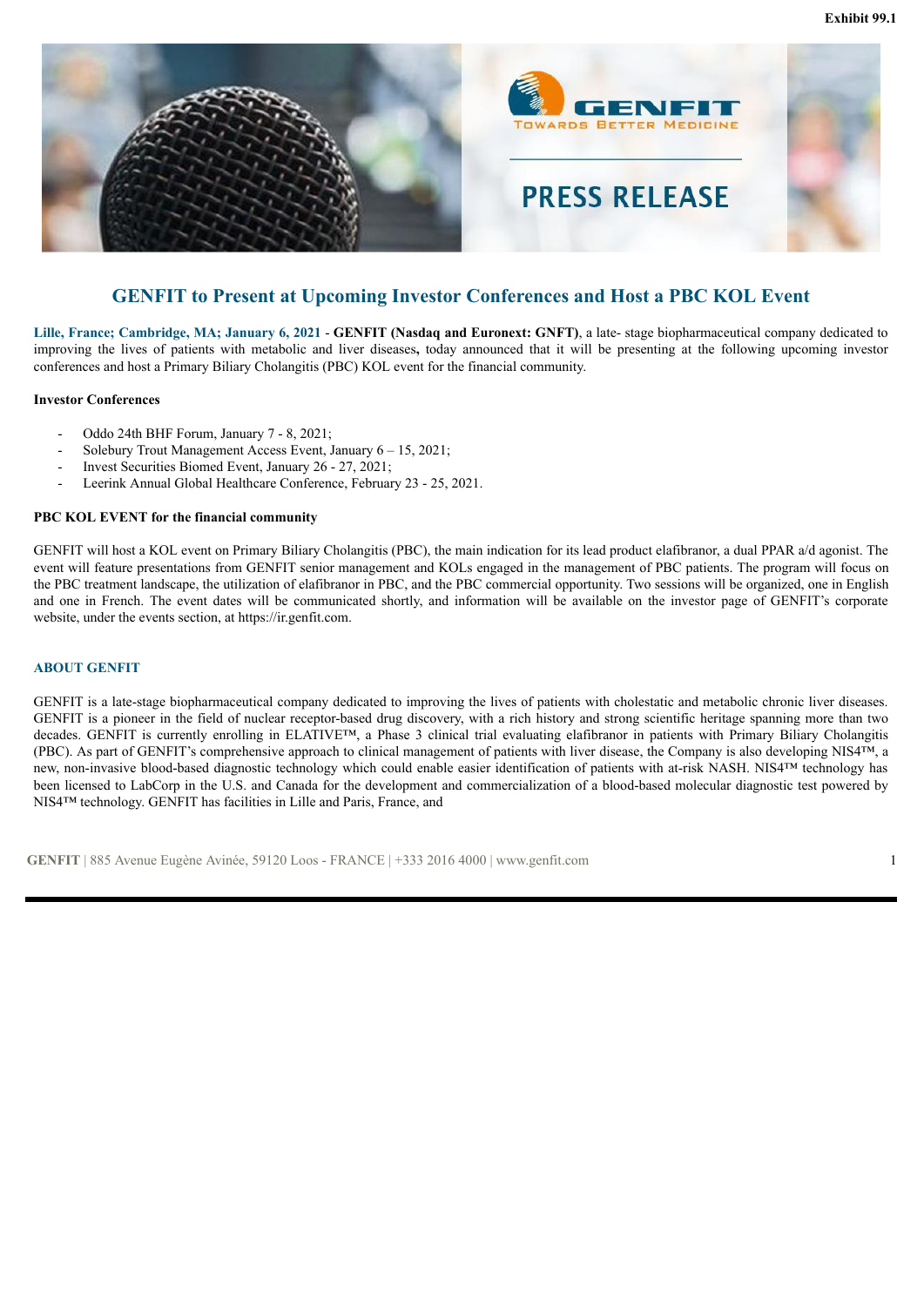Exhibit 99.1

PRESS RELEASE

# GENFIT to Present at Upcoming Investor Conferences and Host a PBC KOL Event

**Lille, France; Cambridge, MA; January 6, 2021** - **GENFIT (Nasdaq and Euronext: GNFT)**, a late- stage biopharmaceutical company dedicated to improving the lives of patients with metabolic and liver diseases**,** today announced that it will be presenting at the following upcoming investor conferences and host a Primary Biliary Cholangitis (PBC) KOL event for the financial community.

**Investor Conferences**

- Oddo 24th BHF Forum, January 7 - 8, 2021;
- Solebury Trout Management Access Event, January 6 – 15, 2021;
- Invest Securities Biomed Event, January 26 - 27, 2021;
- Leerink Annual Global Healthcare Conference, February 23 - 25, 2021.

**PBC KOL EVENT for the financial community**

GENFIT will host a KOL event on Primary Biliary Cholangitis (PBC), the main indication for its lead product elafibranor, a dual PPAR a/d agonist. The event will feature presentations from GENFIT senior management and KOLs engaged in the management of PBC patients. The program will focus on the PBC treatment landscape, the utilization of elafibranor in PBC, and the PBC commercial opportunity. Two sessions will be organized, one in English and one in French. The event dates will be communicated shortly, and information will be available on the investor page of GENFIT's corporate website, under the events section, at https://ir.genfit.com.

## ABOUT GENFIT

GENFIT is a late-stage biopharmaceutical company dedicated to improving the lives of patients with cholestatic and metabolic chronic liver diseases. GENFIT is a pioneer in the field of nuclear receptor-based drug discovery, with a rich history and strong scientific heritage spanning more than two decades. GENFIT is currently enrolling in ELATIVE™, a Phase 3 clinical trial evaluating elafibranor in patients with Primary Biliary Cholangitis (PBC). As part of GENFIT's comprehensive approach to clinical management of patients with liver disease, the Company is also developing NIS4™, a new, non-invasive blood-based diagnostic technology which could enable easier identification of patients with at-risk NASH. NIS4™ technology has been licensed to LabCorp in the U.S. and Canada for the development and commercialization of a blood-based molecular diagnostic test powered by NIS4™ technology. GENFIT has facilities in Lille and Paris, France, and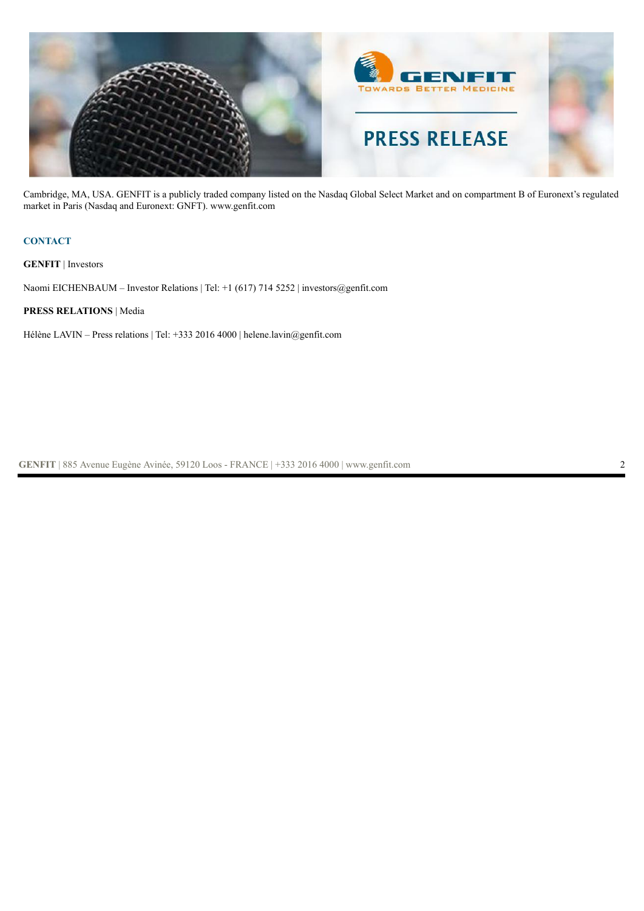Cambridge, MA, USA. GENFIT is a publicly traded company listed on the Nasdaq Global Select Market and on compartment B of Euronext's regulated market in Paris (Nasdaq and Euronext: GNFT). www.genfit.com

## CONTACT

**GENFIT** | Investors

Naomi EICHENBAUM – Investor Relations | Tel: +1 (617) 714 5252 | investors@genfit.com

**PRESS RELATIONS** | Media

Hélène LAVIN – Press relations | Tel: +333 2016 4000 | helene.lavin@genfit.com